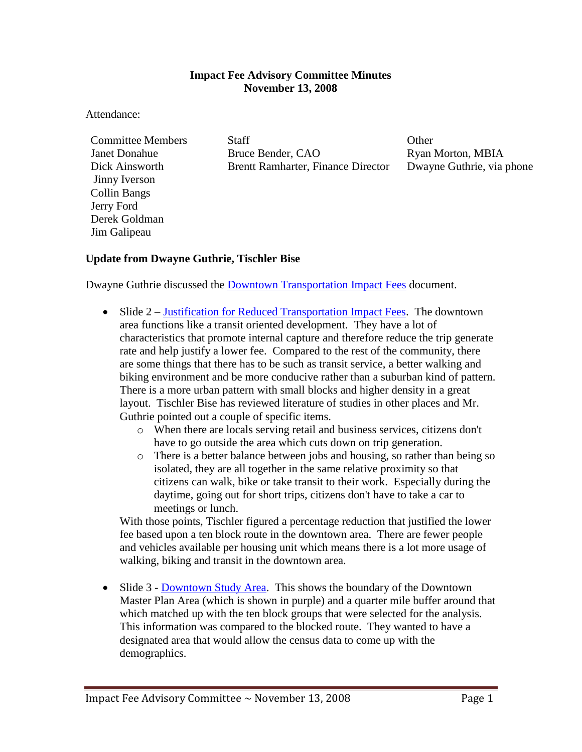# Impact Fee Advisory Committee Minutes
## November 13, 2008

Attendance:

| Committee Members | Staff | Other |
|---|---|---|
| Janet Donahue | Bruce Bender, CAO | Ryan Morton, MBIA |
| Dick Ainsworth | Brentt Ramharter, Finance Director | Dwayne Guthrie, via phone |
| Jinny Iverson | | |
| Collin Bangs | | |
| Jerry Ford | | |
| Derek Goldman | | |
| Jim Galipeau | | |

**Update from Dwayne Guthrie, Tischler Bise**

Dwayne Guthrie discussed the Downtown Transportation Impact Fees document.

- Slide 2 – Justification for Reduced Transportation Impact Fees. The downtown area functions like a transit oriented development. They have a lot of characteristics that promote internal capture and therefore reduce the trip generate rate and help justify a lower fee. Compared to the rest of the community, there are some things that there has to be such as transit service, a better walking and biking environment and be more conducive rather than a suburban kind of pattern. There is a more urban pattern with small blocks and higher density in a great layout. Tischler Bise has reviewed literature of studies in other places and Mr. Guthrie pointed out a couple of specific items.
  - When there are locals serving retail and business services, citizens don't have to go outside the area which cuts down on trip generation.
  - There is a better balance between jobs and housing, so rather than being so isolated, they are all together in the same relative proximity so that citizens can walk, bike or take transit to their work. Especially during the daytime, going out for short trips, citizens don't have to take a car to meetings or lunch.

  With those points, Tischler figured a percentage reduction that justified the lower fee based upon a ten block route in the downtown area. There are fewer people and vehicles available per housing unit which means there is a lot more usage of walking, biking and transit in the downtown area.

- Slide 3 - Downtown Study Area. This shows the boundary of the Downtown Master Plan Area (which is shown in purple) and a quarter mile buffer around that which matched up with the ten block groups that were selected for the analysis. This information was compared to the blocked route. They wanted to have a designated area that would allow the census data to come up with the demographics.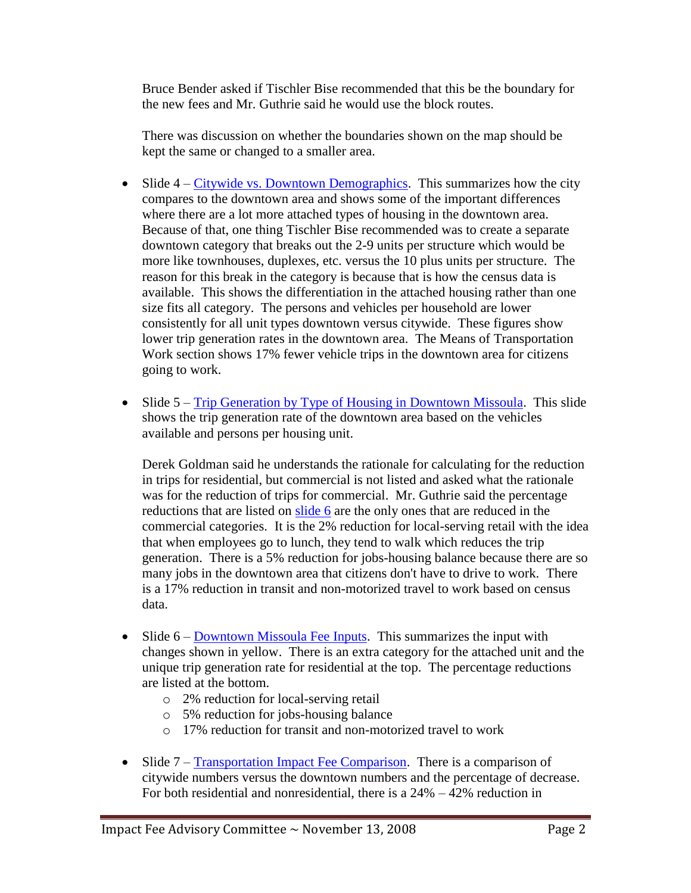Bruce Bender asked if Tischler Bise recommended that this be the boundary for the new fees and Mr. Guthrie said he would use the block routes.

There was discussion on whether the boundaries shown on the map should be kept the same or changed to a smaller area.

- Slide 4 – Citywide vs. Downtown Demographics. This summarizes how the city compares to the downtown area and shows some of the important differences where there are a lot more attached types of housing in the downtown area. Because of that, one thing Tischler Bise recommended was to create a separate downtown category that breaks out the 2-9 units per structure which would be more like townhouses, duplexes, etc. versus the 10 plus units per structure. The reason for this break in the category is because that is how the census data is available. This shows the differentiation in the attached housing rather than one size fits all category. The persons and vehicles per household are lower consistently for all unit types downtown versus citywide. These figures show lower trip generation rates in the downtown area. The Means of Transportation Work section shows 17% fewer vehicle trips in the downtown area for citizens going to work.

- Slide 5 – Trip Generation by Type of Housing in Downtown Missoula. This slide shows the trip generation rate of the downtown area based on the vehicles available and persons per housing unit.

  Derek Goldman said he understands the rationale for calculating for the reduction in trips for residential, but commercial is not listed and asked what the rationale was for the reduction of trips for commercial. Mr. Guthrie said the percentage reductions that are listed on slide 6 are the only ones that are reduced in the commercial categories. It is the 2% reduction for local-serving retail with the idea that when employees go to lunch, they tend to walk which reduces the trip generation. There is a 5% reduction for jobs-housing balance because there are so many jobs in the downtown area that citizens don't have to drive to work. There is a 17% reduction in transit and non-motorized travel to work based on census data.

- Slide 6 – Downtown Missoula Fee Inputs. This summarizes the input with changes shown in yellow. There is an extra category for the attached unit and the unique trip generation rate for residential at the top. The percentage reductions are listed at the bottom.
  - 2% reduction for local-serving retail
  - 5% reduction for jobs-housing balance
  - 17% reduction for transit and non-motorized travel to work

- Slide 7 – Transportation Impact Fee Comparison. There is a comparison of citywide numbers versus the downtown numbers and the percentage of decrease. For both residential and nonresidential, there is a 24% – 42% reduction in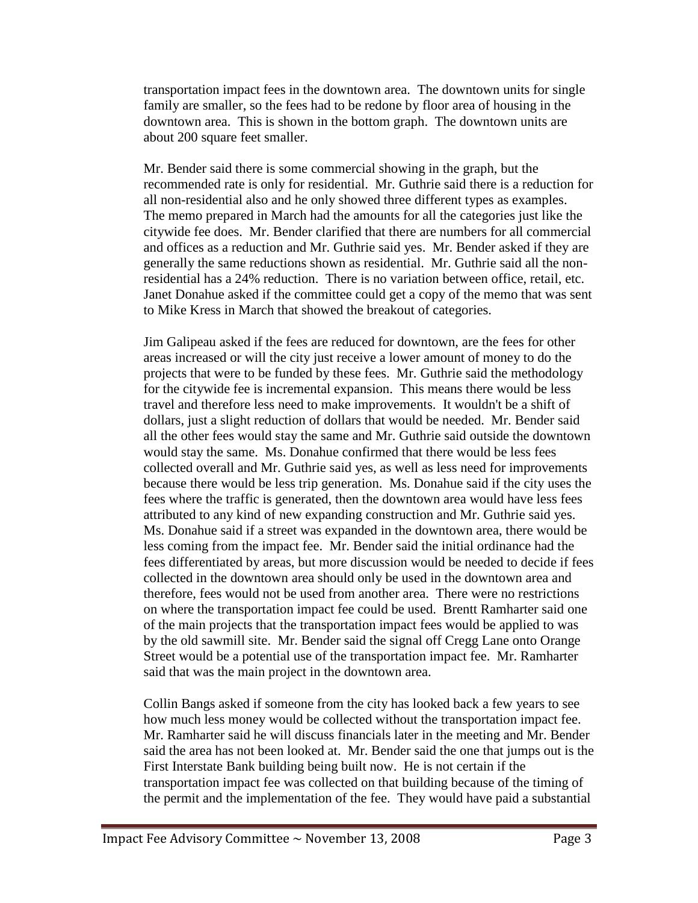transportation impact fees in the downtown area. The downtown units for single family are smaller, so the fees had to be redone by floor area of housing in the downtown area. This is shown in the bottom graph. The downtown units are about 200 square feet smaller.

Mr. Bender said there is some commercial showing in the graph, but the recommended rate is only for residential. Mr. Guthrie said there is a reduction for all non-residential also and he only showed three different types as examples. The memo prepared in March had the amounts for all the categories just like the citywide fee does. Mr. Bender clarified that there are numbers for all commercial and offices as a reduction and Mr. Guthrie said yes. Mr. Bender asked if they are generally the same reductions shown as residential. Mr. Guthrie said all the non-residential has a 24% reduction. There is no variation between office, retail, etc. Janet Donahue asked if the committee could get a copy of the memo that was sent to Mike Kress in March that showed the breakout of categories.

Jim Galipeau asked if the fees are reduced for downtown, are the fees for other areas increased or will the city just receive a lower amount of money to do the projects that were to be funded by these fees. Mr. Guthrie said the methodology for the citywide fee is incremental expansion. This means there would be less travel and therefore less need to make improvements. It wouldn't be a shift of dollars, just a slight reduction of dollars that would be needed. Mr. Bender said all the other fees would stay the same and Mr. Guthrie said outside the downtown would stay the same. Ms. Donahue confirmed that there would be less fees collected overall and Mr. Guthrie said yes, as well as less need for improvements because there would be less trip generation. Ms. Donahue said if the city uses the fees where the traffic is generated, then the downtown area would have less fees attributed to any kind of new expanding construction and Mr. Guthrie said yes. Ms. Donahue said if a street was expanded in the downtown area, there would be less coming from the impact fee. Mr. Bender said the initial ordinance had the fees differentiated by areas, but more discussion would be needed to decide if fees collected in the downtown area should only be used in the downtown area and therefore, fees would not be used from another area. There were no restrictions on where the transportation impact fee could be used. Brentt Ramharter said one of the main projects that the transportation impact fees would be applied to was by the old sawmill site. Mr. Bender said the signal off Cregg Lane onto Orange Street would be a potential use of the transportation impact fee. Mr. Ramharter said that was the main project in the downtown area.

Collin Bangs asked if someone from the city has looked back a few years to see how much less money would be collected without the transportation impact fee. Mr. Ramharter said he will discuss financials later in the meeting and Mr. Bender said the area has not been looked at. Mr. Bender said the one that jumps out is the First Interstate Bank building being built now. He is not certain if the transportation impact fee was collected on that building because of the timing of the permit and the implementation of the fee. They would have paid a substantial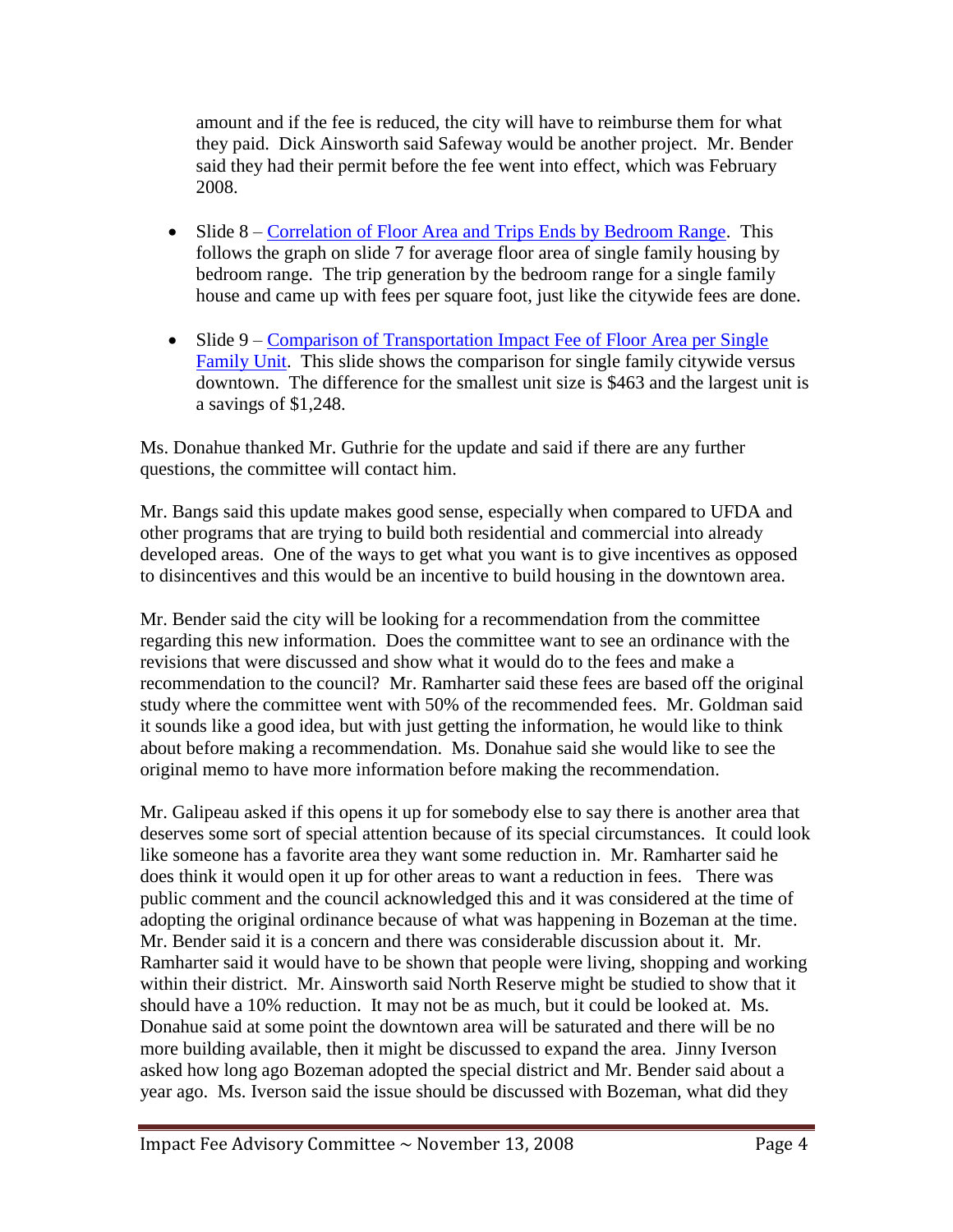amount and if the fee is reduced, the city will have to reimburse them for what they paid. Dick Ainsworth said Safeway would be another project. Mr. Bender said they had their permit before the fee went into effect, which was February 2008.

- Slide 8 – Correlation of Floor Area and Trips Ends by Bedroom Range. This follows the graph on slide 7 for average floor area of single family housing by bedroom range. The trip generation by the bedroom range for a single family house and came up with fees per square foot, just like the citywide fees are done.

- Slide 9 – Comparison of Transportation Impact Fee of Floor Area per Single Family Unit. This slide shows the comparison for single family citywide versus downtown. The difference for the smallest unit size is $463 and the largest unit is a savings of $1,248.

Ms. Donahue thanked Mr. Guthrie for the update and said if there are any further questions, the committee will contact him.

Mr. Bangs said this update makes good sense, especially when compared to UFDA and other programs that are trying to build both residential and commercial into already developed areas. One of the ways to get what you want is to give incentives as opposed to disincentives and this would be an incentive to build housing in the downtown area.

Mr. Bender said the city will be looking for a recommendation from the committee regarding this new information. Does the committee want to see an ordinance with the revisions that were discussed and show what it would do to the fees and make a recommendation to the council? Mr. Ramharter said these fees are based off the original study where the committee went with 50% of the recommended fees. Mr. Goldman said it sounds like a good idea, but with just getting the information, he would like to think about before making a recommendation. Ms. Donahue said she would like to see the original memo to have more information before making the recommendation.

Mr. Galipeau asked if this opens it up for somebody else to say there is another area that deserves some sort of special attention because of its special circumstances. It could look like someone has a favorite area they want some reduction in. Mr. Ramharter said he does think it would open it up for other areas to want a reduction in fees. There was public comment and the council acknowledged this and it was considered at the time of adopting the original ordinance because of what was happening in Bozeman at the time. Mr. Bender said it is a concern and there was considerable discussion about it. Mr. Ramharter said it would have to be shown that people were living, shopping and working within their district. Mr. Ainsworth said North Reserve might be studied to show that it should have a 10% reduction. It may not be as much, but it could be looked at. Ms. Donahue said at some point the downtown area will be saturated and there will be no more building available, then it might be discussed to expand the area. Jinny Iverson asked how long ago Bozeman adopted the special district and Mr. Bender said about a year ago. Ms. Iverson said the issue should be discussed with Bozeman, what did they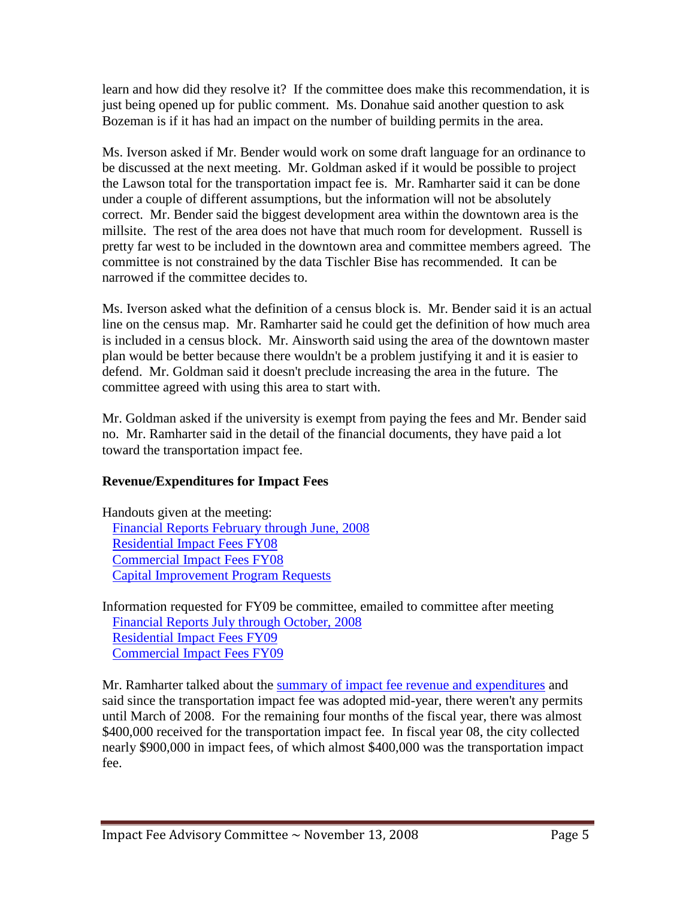learn and how did they resolve it? If the committee does make this recommendation, it is just being opened up for public comment. Ms. Donahue said another question to ask Bozeman is if it has had an impact on the number of building permits in the area.

Ms. Iverson asked if Mr. Bender would work on some draft language for an ordinance to be discussed at the next meeting. Mr. Goldman asked if it would be possible to project the Lawson total for the transportation impact fee is. Mr. Ramharter said it can be done under a couple of different assumptions, but the information will not be absolutely correct. Mr. Bender said the biggest development area within the downtown area is the millsite. The rest of the area does not have that much room for development. Russell is pretty far west to be included in the downtown area and committee members agreed. The committee is not constrained by the data Tischler Bise has recommended. It can be narrowed if the committee decides to.

Ms. Iverson asked what the definition of a census block is. Mr. Bender said it is an actual line on the census map. Mr. Ramharter said he could get the definition of how much area is included in a census block. Mr. Ainsworth said using the area of the downtown master plan would be better because there wouldn't be a problem justifying it and it is easier to defend. Mr. Goldman said it doesn't preclude increasing the area in the future. The committee agreed with using this area to start with.

Mr. Goldman asked if the university is exempt from paying the fees and Mr. Bender said no. Mr. Ramharter said in the detail of the financial documents, they have paid a lot toward the transportation impact fee.

**Revenue/Expenditures for Impact Fees**

Handouts given at the meeting:
 Financial Reports February through June, 2008
 Residential Impact Fees FY08
 Commercial Impact Fees FY08
 Capital Improvement Program Requests

Information requested for FY09 be committee, emailed to committee after meeting
 Financial Reports July through October, 2008
 Residential Impact Fees FY09
 Commercial Impact Fees FY09

Mr. Ramharter talked about the summary of impact fee revenue and expenditures and said since the transportation impact fee was adopted mid-year, there weren't any permits until March of 2008. For the remaining four months of the fiscal year, there was almost $400,000 received for the transportation impact fee. In fiscal year 08, the city collected nearly $900,000 in impact fees, of which almost $400,000 was the transportation impact fee.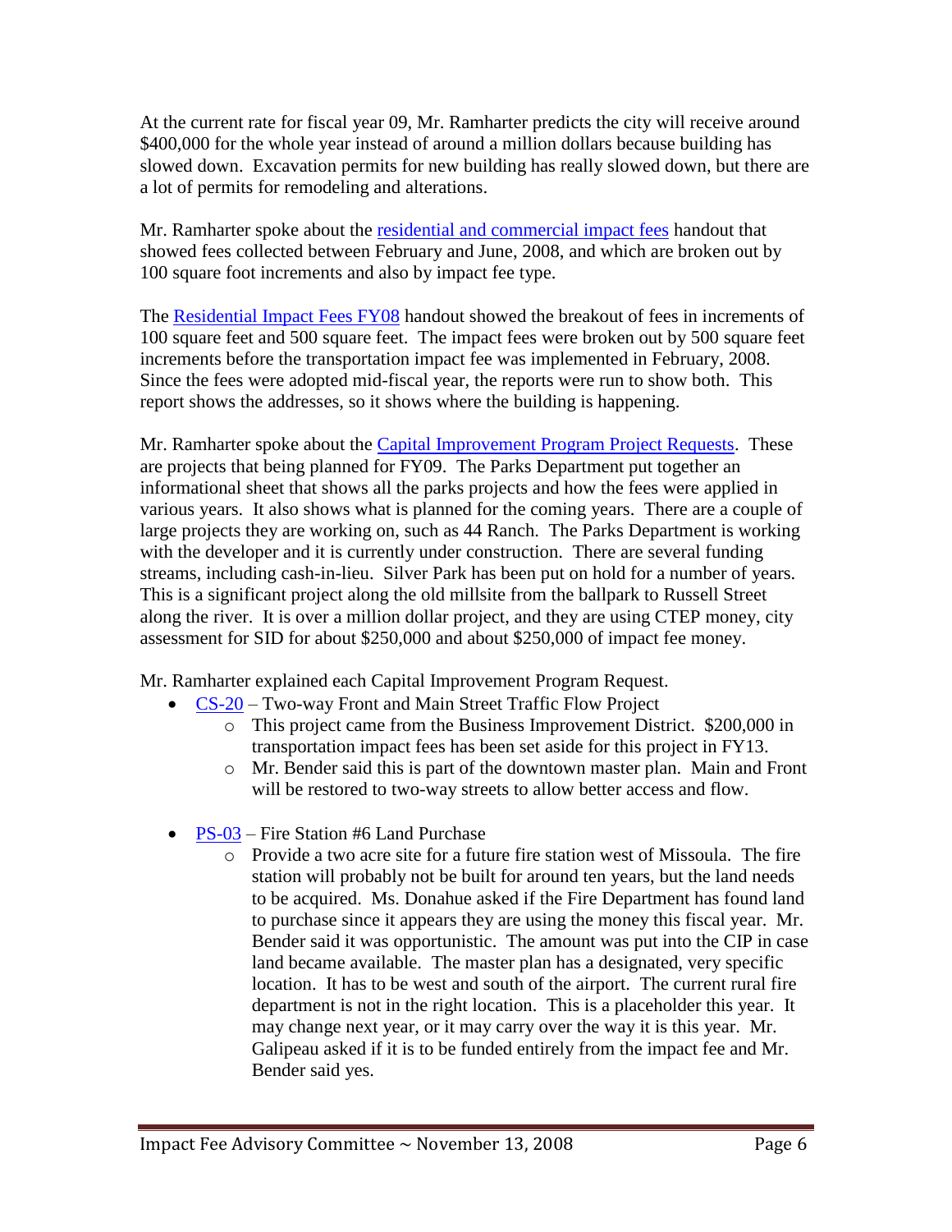At the current rate for fiscal year 09, Mr. Ramharter predicts the city will receive around $400,000 for the whole year instead of around a million dollars because building has slowed down. Excavation permits for new building has really slowed down, but there are a lot of permits for remodeling and alterations.

Mr. Ramharter spoke about the residential and commercial impact fees handout that showed fees collected between February and June, 2008, and which are broken out by 100 square foot increments and also by impact fee type.

The Residential Impact Fees FY08 handout showed the breakout of fees in increments of 100 square feet and 500 square feet. The impact fees were broken out by 500 square feet increments before the transportation impact fee was implemented in February, 2008. Since the fees were adopted mid-fiscal year, the reports were run to show both. This report shows the addresses, so it shows where the building is happening.

Mr. Ramharter spoke about the Capital Improvement Program Project Requests. These are projects that being planned for FY09. The Parks Department put together an informational sheet that shows all the parks projects and how the fees were applied in various years. It also shows what is planned for the coming years. There are a couple of large projects they are working on, such as 44 Ranch. The Parks Department is working with the developer and it is currently under construction. There are several funding streams, including cash-in-lieu. Silver Park has been put on hold for a number of years. This is a significant project along the old millsite from the ballpark to Russell Street along the river. It is over a million dollar project, and they are using CTEP money, city assessment for SID for about $250,000 and about $250,000 of impact fee money.

Mr. Ramharter explained each Capital Improvement Program Request.

- CS-20 – Two-way Front and Main Street Traffic Flow Project
  - This project came from the Business Improvement District. $200,000 in transportation impact fees has been set aside for this project in FY13.
  - Mr. Bender said this is part of the downtown master plan. Main and Front will be restored to two-way streets to allow better access and flow.

- PS-03 – Fire Station #6 Land Purchase
  - Provide a two acre site for a future fire station west of Missoula. The fire station will probably not be built for around ten years, but the land needs to be acquired. Ms. Donahue asked if the Fire Department has found land to purchase since it appears they are using the money this fiscal year. Mr. Bender said it was opportunistic. The amount was put into the CIP in case land became available. The master plan has a designated, very specific location. It has to be west and south of the airport. The current rural fire department is not in the right location. This is a placeholder this year. It may change next year, or it may carry over the way it is this year. Mr. Galipeau asked if it is to be funded entirely from the impact fee and Mr. Bender said yes.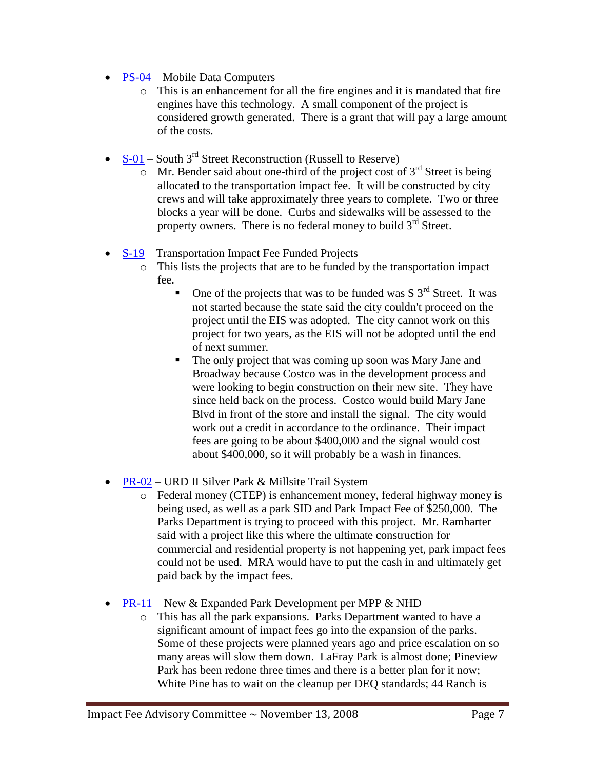- [PS-04](#) – Mobile Data Computers
  - This is an enhancement for all the fire engines and it is mandated that fire engines have this technology. A small component of the project is considered growth generated. There is a grant that will pay a large amount of the costs.

- [S-01](#) – South 3rd Street Reconstruction (Russell to Reserve)
  - Mr. Bender said about one-third of the project cost of 3rd Street is being allocated to the transportation impact fee. It will be constructed by city crews and will take approximately three years to complete. Two or three blocks a year will be done. Curbs and sidewalks will be assessed to the property owners. There is no federal money to build 3rd Street.

- [S-19](#) – Transportation Impact Fee Funded Projects
  - This lists the projects that are to be funded by the transportation impact fee.
    - One of the projects that was to be funded was S 3rd Street. It was not started because the state said the city couldn't proceed on the project until the EIS was adopted. The city cannot work on this project for two years, as the EIS will not be adopted until the end of next summer.
    - The only project that was coming up soon was Mary Jane and Broadway because Costco was in the development process and were looking to begin construction on their new site. They have since held back on the process. Costco would build Mary Jane Blvd in front of the store and install the signal. The city would work out a credit in accordance to the ordinance. Their impact fees are going to be about $400,000 and the signal would cost about $400,000, so it will probably be a wash in finances.

- [PR-02](#) – URD II Silver Park & Millsite Trail System
  - Federal money (CTEP) is enhancement money, federal highway money is being used, as well as a park SID and Park Impact Fee of $250,000. The Parks Department is trying to proceed with this project. Mr. Ramharter said with a project like this where the ultimate construction for commercial and residential property is not happening yet, park impact fees could not be used. MRA would have to put the cash in and ultimately get paid back by the impact fees.

- [PR-11](#) – New & Expanded Park Development per MPP & NHD
  - This has all the park expansions. Parks Department wanted to have a significant amount of impact fees go into the expansion of the parks. Some of these projects were planned years ago and price escalation on so many areas will slow them down. LaFray Park is almost done; Pineview Park has been redone three times and there is a better plan for it now; White Pine has to wait on the cleanup per DEQ standards; 44 Ranch is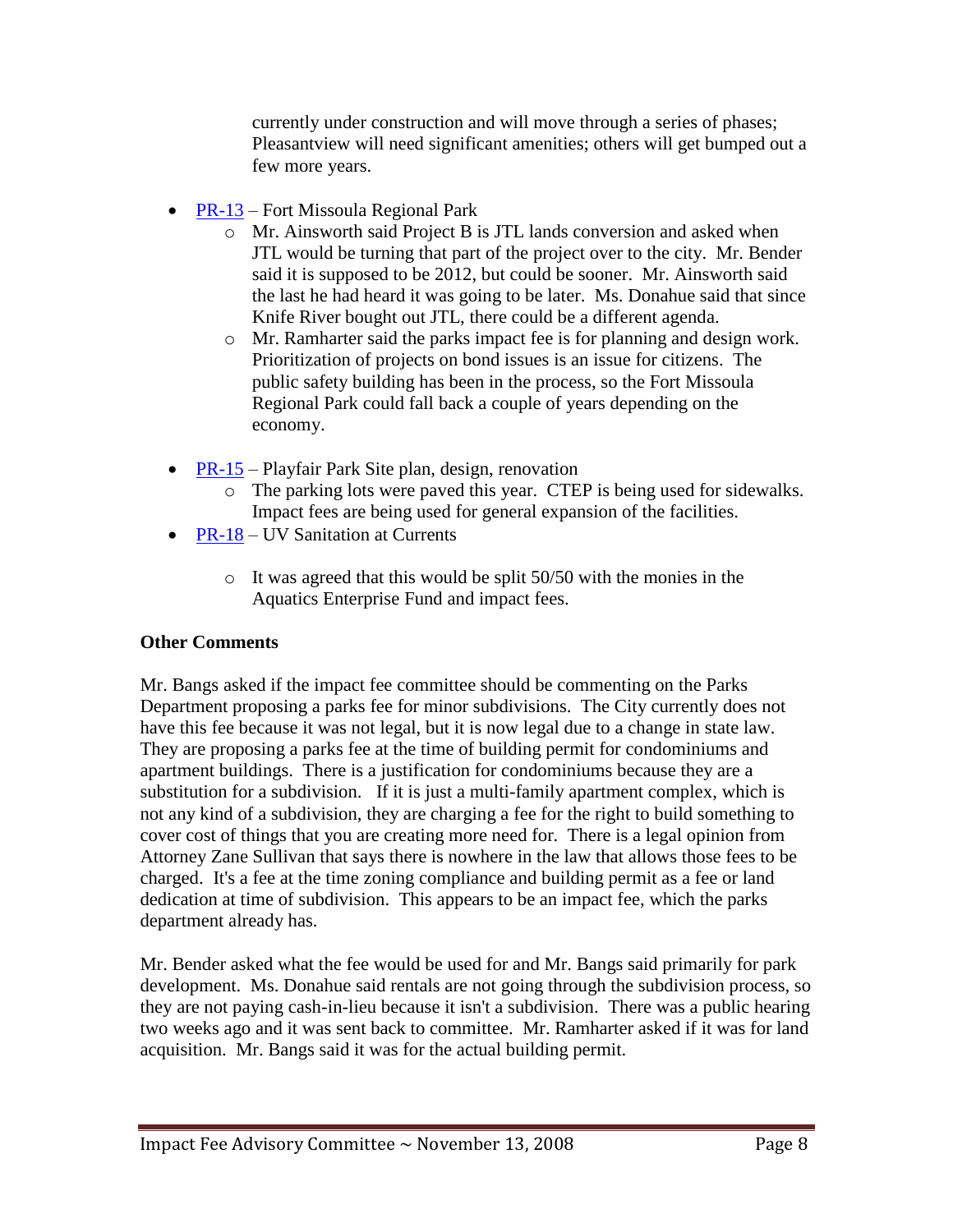currently under construction and will move through a series of phases; Pleasantview will need significant amenities; others will get bumped out a few more years.

- PR-13 – Fort Missoula Regional Park
  - Mr. Ainsworth said Project B is JTL lands conversion and asked when JTL would be turning that part of the project over to the city. Mr. Bender said it is supposed to be 2012, but could be sooner. Mr. Ainsworth said the last he had heard it was going to be later. Ms. Donahue said that since Knife River bought out JTL, there could be a different agenda.
  - Mr. Ramharter said the parks impact fee is for planning and design work. Prioritization of projects on bond issues is an issue for citizens. The public safety building has been in the process, so the Fort Missoula Regional Park could fall back a couple of years depending on the economy.
- PR-15 – Playfair Park Site plan, design, renovation
  - The parking lots were paved this year. CTEP is being used for sidewalks. Impact fees are being used for general expansion of the facilities.
- PR-18 – UV Sanitation at Currents
  - It was agreed that this would be split 50/50 with the monies in the Aquatics Enterprise Fund and impact fees.

**Other Comments**

Mr. Bangs asked if the impact fee committee should be commenting on the Parks Department proposing a parks fee for minor subdivisions. The City currently does not have this fee because it was not legal, but it is now legal due to a change in state law. They are proposing a parks fee at the time of building permit for condominiums and apartment buildings. There is a justification for condominiums because they are a substitution for a subdivision. If it is just a multi-family apartment complex, which is not any kind of a subdivision, they are charging a fee for the right to build something to cover cost of things that you are creating more need for. There is a legal opinion from Attorney Zane Sullivan that says there is nowhere in the law that allows those fees to be charged. It's a fee at the time zoning compliance and building permit as a fee or land dedication at time of subdivision. This appears to be an impact fee, which the parks department already has.

Mr. Bender asked what the fee would be used for and Mr. Bangs said primarily for park development. Ms. Donahue said rentals are not going through the subdivision process, so they are not paying cash-in-lieu because it isn't a subdivision. There was a public hearing two weeks ago and it was sent back to committee. Mr. Ramharter asked if it was for land acquisition. Mr. Bangs said it was for the actual building permit.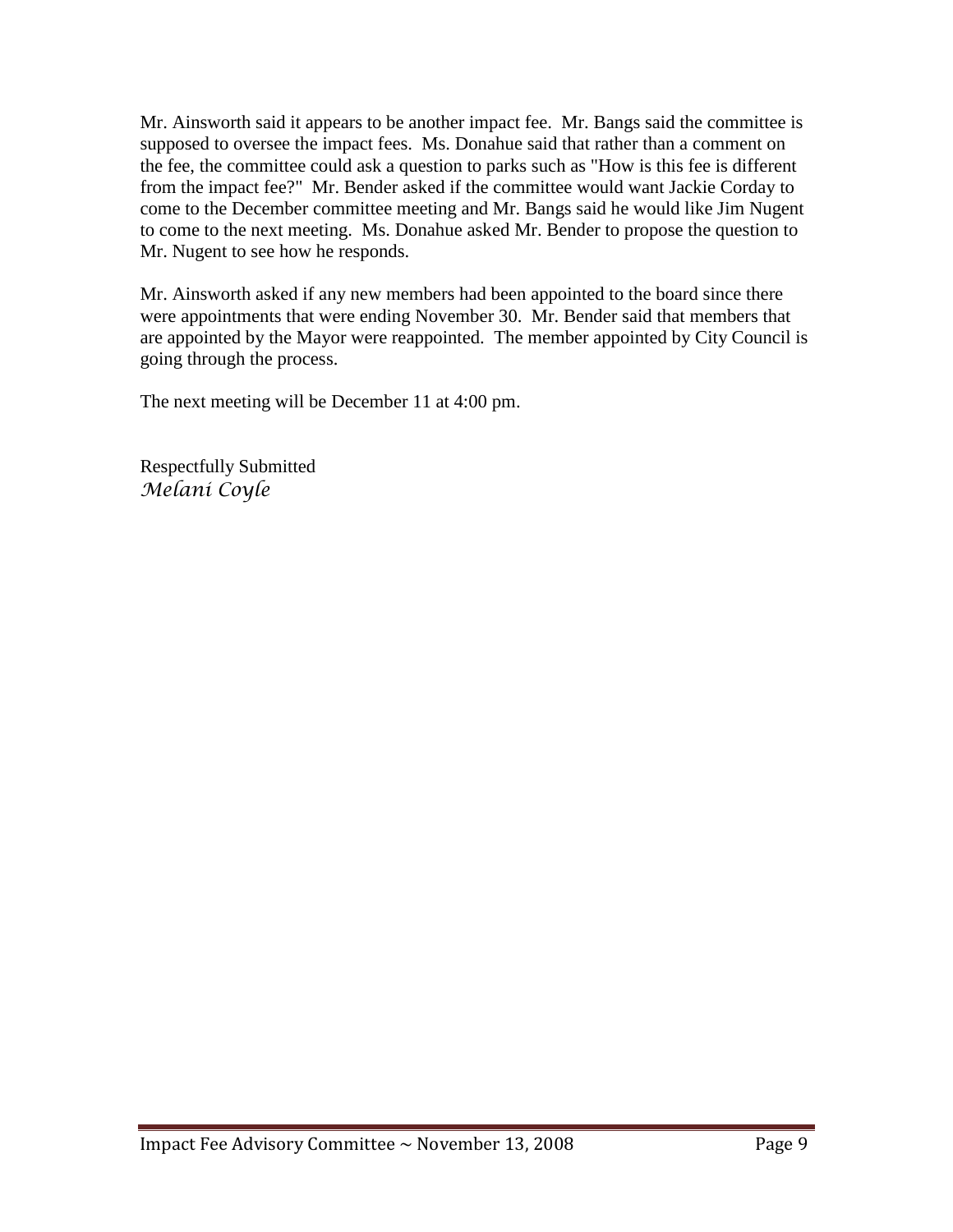Mr. Ainsworth said it appears to be another impact fee. Mr. Bangs said the committee is supposed to oversee the impact fees. Ms. Donahue said that rather than a comment on the fee, the committee could ask a question to parks such as "How is this fee is different from the impact fee?" Mr. Bender asked if the committee would want Jackie Corday to come to the December committee meeting and Mr. Bangs said he would like Jim Nugent to come to the next meeting. Ms. Donahue asked Mr. Bender to propose the question to Mr. Nugent to see how he responds.

Mr. Ainsworth asked if any new members had been appointed to the board since there were appointments that were ending November 30. Mr. Bender said that members that are appointed by the Mayor were reappointed. The member appointed by City Council is going through the process.

The next meeting will be December 11 at 4:00 pm.

Respectfully Submitted
*Melani Coyle*